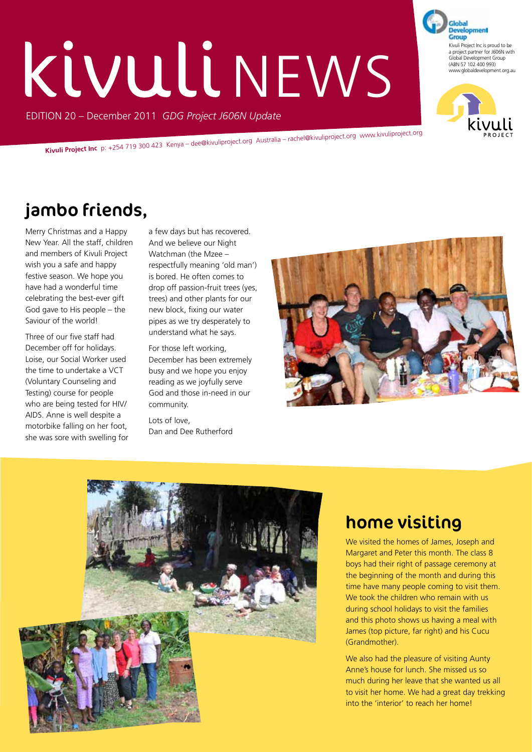# kivuli NEWS

EDITION 20 – December 2011 *GDG Project J606N Update*

Global Development Group

Kivuli Project Inc is proud to be a project partner for J606N with Global Development Group (ABN 57 102 400 993) www.globaldevelopment.org.au

kivuli PROJECT

**Kivuli Project Inc** p: +254 719 300 423 Kenya – dee@kivuliproject.org Australia – rachel@kivuliproject.org www.kivuliproject.org

## jambo friends,

Merry Christmas and a Happy New Year. All the staff, children and members of Kivuli Project wish you a safe and happy festive season. We hope you have had a wonderful time celebrating the best-ever gift God gave to His people – the Saviour of the world!

Three of our five staff had December off for holidays. Loise, our Social Worker used the time to undertake a VCT (Voluntary Counseling and Testing) course for people who are being tested for HIV/AIDS. Anne is well despite a motorbike falling on her foot, she was sore with swelling for a few days but has recovered. And we believe our Night Watchman (the Mzee – respectfully meaning 'old man') is bored. He often comes to drop off passion-fruit trees (yes, trees) and other plants for our new block, fixing our water pipes as we try desperately to understand what he says.

For those left working, December has been extremely busy and we hope you enjoy reading as we joyfully serve God and those in-need in our community.

Lots of love,
Dan and Dee Rutherford

## home visiting

We visited the homes of James, Joseph and Margaret and Peter this month. The class 8 boys had their right of passage ceremony at the beginning of the month and during this time have many people coming to visit them. We took the children who remain with us during school holidays to visit the families and this photo shows us having a meal with James (top picture, far right) and his Cucu (Grandmother).

We also had the pleasure of visiting Aunty Anne's house for lunch. She missed us so much during her leave that she wanted us all to visit her home. We had a great day trekking into the 'interior' to reach her home!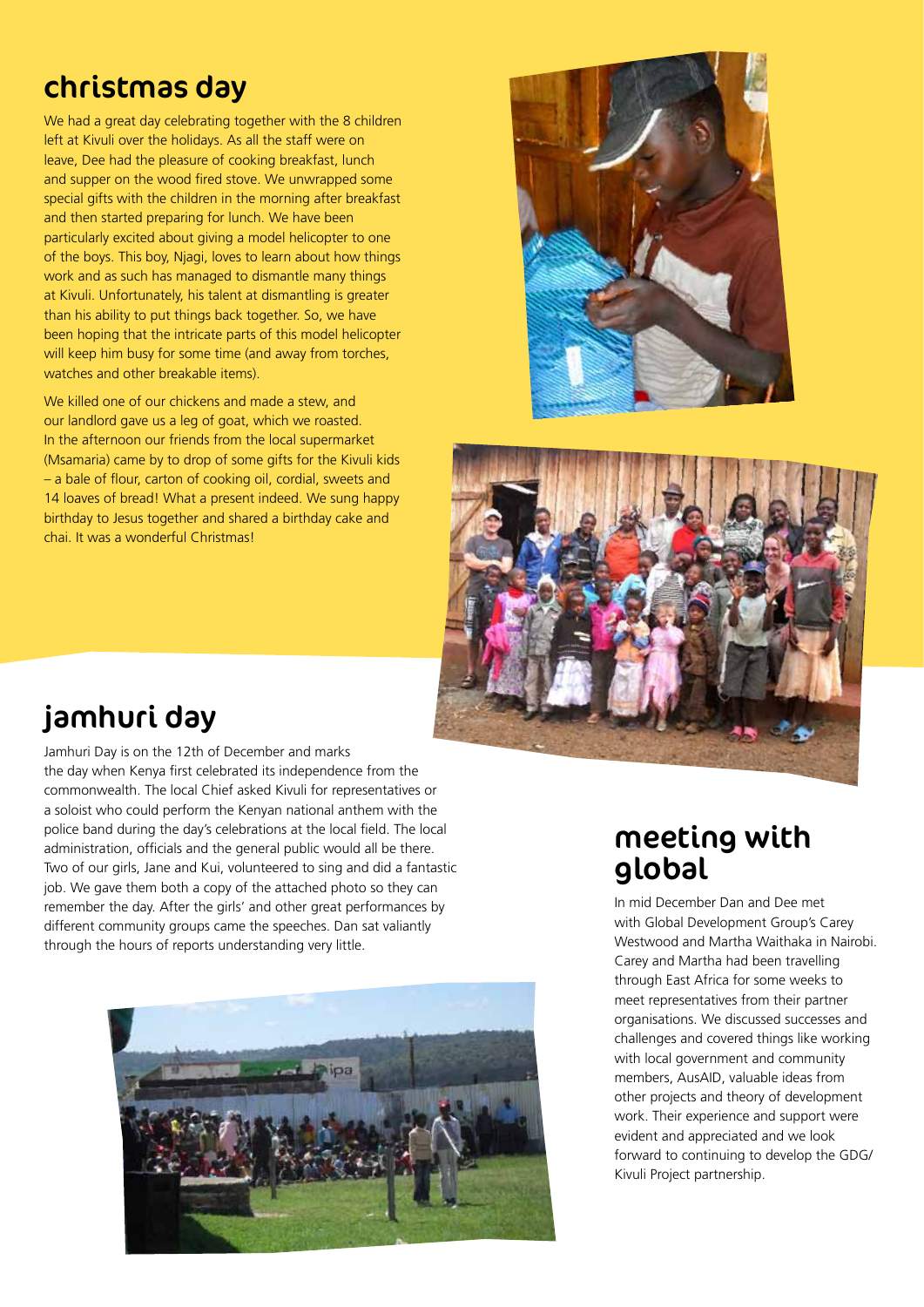## christmas day

We had a great day celebrating together with the 8 children left at Kivuli over the holidays. As all the staff were on leave, Dee had the pleasure of cooking breakfast, lunch and supper on the wood fired stove. We unwrapped some special gifts with the children in the morning after breakfast and then started preparing for lunch. We have been particularly excited about giving a model helicopter to one of the boys. This boy, Njagi, loves to learn about how things work and as such has managed to dismantle many things at Kivuli. Unfortunately, his talent at dismantling is greater than his ability to put things back together. So, we have been hoping that the intricate parts of this model helicopter will keep him busy for some time (and away from torches, watches and other breakable items).

We killed one of our chickens and made a stew, and our landlord gave us a leg of goat, which we roasted. In the afternoon our friends from the local supermarket (Msamaria) came by to drop of some gifts for the Kivuli kids – a bale of flour, carton of cooking oil, cordial, sweets and 14 loaves of bread! What a present indeed. We sung happy birthday to Jesus together and shared a birthday cake and chai. It was a wonderful Christmas!

## jamhuri day

Jamhuri Day is on the 12th of December and marks the day when Kenya first celebrated its independence from the commonwealth. The local Chief asked Kivuli for representatives or a soloist who could perform the Kenyan national anthem with the police band during the day's celebrations at the local field. The local administration, officials and the general public would all be there. Two of our girls, Jane and Kui, volunteered to sing and did a fantastic job. We gave them both a copy of the attached photo so they can remember the day. After the girls' and other great performances by different community groups came the speeches. Dan sat valiantly through the hours of reports understanding very little.

## meeting with global

In mid December Dan and Dee met with Global Development Group's Carey Westwood and Martha Waithaka in Nairobi. Carey and Martha had been travelling through East Africa for some weeks to meet representatives from their partner organisations. We discussed successes and challenges and covered things like working with local government and community members, AusAID, valuable ideas from other projects and theory of development work. Their experience and support were evident and appreciated and we look forward to continuing to develop the GDG/ Kivuli Project partnership.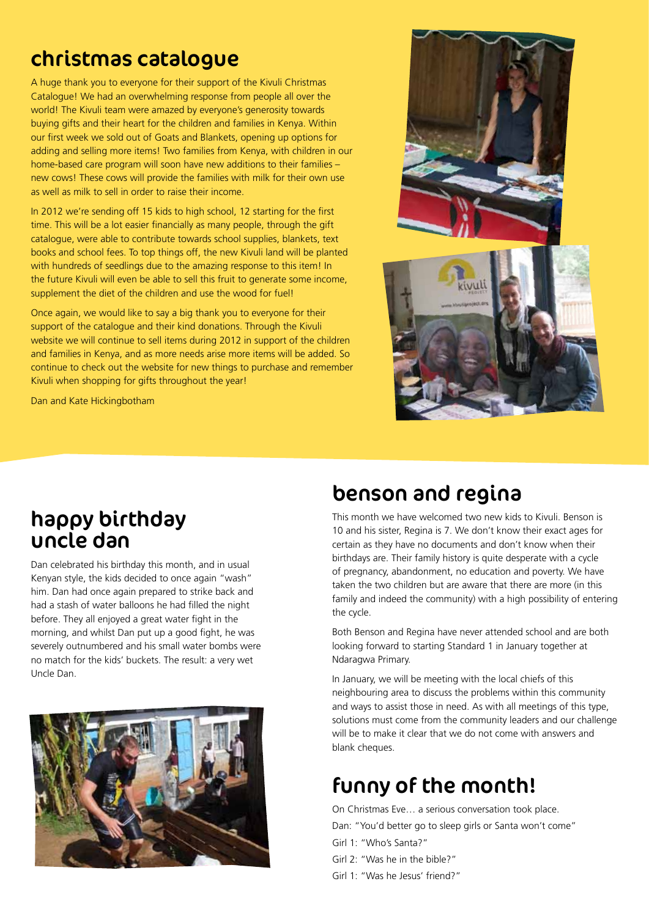## christmas catalogue

A huge thank you to everyone for their support of the Kivuli Christmas Catalogue! We had an overwhelming response from people all over the world! The Kivuli team were amazed by everyone's generosity towards buying gifts and their heart for the children and families in Kenya. Within our first week we sold out of Goats and Blankets, opening up options for adding and selling more items! Two families from Kenya, with children in our home-based care program will soon have new additions to their families – new cows! These cows will provide the families with milk for their own use as well as milk to sell in order to raise their income.

In 2012 we're sending off 15 kids to high school, 12 starting for the first time. This will be a lot easier financially as many people, through the gift catalogue, were able to contribute towards school supplies, blankets, text books and school fees. To top things off, the new Kivuli land will be planted with hundreds of seedlings due to the amazing response to this item! In the future Kivuli will even be able to sell this fruit to generate some income, supplement the diet of the children and use the wood for fuel!

Once again, we would like to say a big thank you to everyone for their support of the catalogue and their kind donations. Through the Kivuli website we will continue to sell items during 2012 in support of the children and families in Kenya, and as more needs arise more items will be added. So continue to check out the website for new things to purchase and remember Kivuli when shopping for gifts throughout the year!

Dan and Kate Hickingbotham

## happy birthday uncle dan

Dan celebrated his birthday this month, and in usual Kenyan style, the kids decided to once again "wash" him. Dan had once again prepared to strike back and had a stash of water balloons he had filled the night before. They all enjoyed a great water fight in the morning, and whilst Dan put up a good fight, he was severely outnumbered and his small water bombs were no match for the kids' buckets. The result: a very wet Uncle Dan.

## benson and regina

This month we have welcomed two new kids to Kivuli. Benson is 10 and his sister, Regina is 7. We don't know their exact ages for certain as they have no documents and don't know when their birthdays are. Their family history is quite desperate with a cycle of pregnancy, abandonment, no education and poverty. We have taken the two children but are aware that there are more (in this family and indeed the community) with a high possibility of entering the cycle.

Both Benson and Regina have never attended school and are both looking forward to starting Standard 1 in January together at Ndaragwa Primary.

In January, we will be meeting with the local chiefs of this neighbouring area to discuss the problems within this community and ways to assist those in need. As with all meetings of this type, solutions must come from the community leaders and our challenge will be to make it clear that we do not come with answers and blank cheques.

## funny of the month!

On Christmas Eve… a serious conversation took place.

Dan: "You'd better go to sleep girls or Santa won't come"

Girl 1: "Who's Santa?"

Girl 2: "Was he in the bible?"

Girl 1: "Was he Jesus' friend?"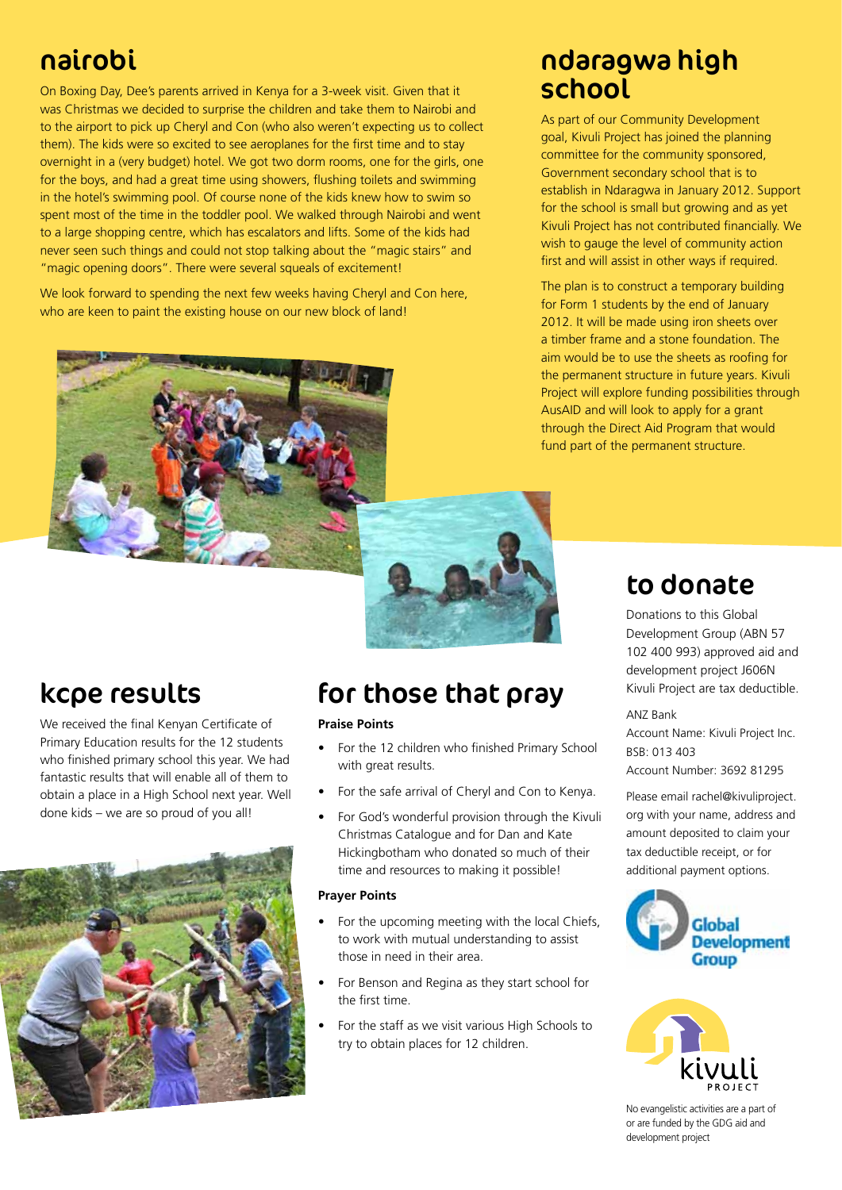## nairobi

On Boxing Day, Dee's parents arrived in Kenya for a 3-week visit. Given that it was Christmas we decided to surprise the children and take them to Nairobi and to the airport to pick up Cheryl and Con (who also weren't expecting us to collect them). The kids were so excited to see aeroplanes for the first time and to stay overnight in a (very budget) hotel. We got two dorm rooms, one for the girls, one for the boys, and had a great time using showers, flushing toilets and swimming in the hotel's swimming pool. Of course none of the kids knew how to swim so spent most of the time in the toddler pool. We walked through Nairobi and went to a large shopping centre, which has escalators and lifts. Some of the kids had never seen such things and could not stop talking about the "magic stairs" and "magic opening doors". There were several squeals of excitement!

We look forward to spending the next few weeks having Cheryl and Con here, who are keen to paint the existing house on our new block of land!

## ndaragwa high school

As part of our Community Development goal, Kivuli Project has joined the planning committee for the community sponsored, Government secondary school that is to establish in Ndaragwa in January 2012. Support for the school is small but growing and as yet Kivuli Project has not contributed financially. We wish to gauge the level of community action first and will assist in other ways if required.

The plan is to construct a temporary building for Form 1 students by the end of January 2012. It will be made using iron sheets over a timber frame and a stone foundation. The aim would be to use the sheets as roofing for the permanent structure in future years. Kivuli Project will explore funding possibilities through AusAID and will look to apply for a grant through the Direct Aid Program that would fund part of the permanent structure.

## kcpe results

We received the final Kenyan Certificate of Primary Education results for the 12 students who finished primary school this year. We had fantastic results that will enable all of them to obtain a place in a High School next year. Well done kids – we are so proud of you all!

## for those that pray

**Praise Points**

- For the 12 children who finished Primary School with great results.
- For the safe arrival of Cheryl and Con to Kenya.
- For God's wonderful provision through the Kivuli Christmas Catalogue and for Dan and Kate Hickingbotham who donated so much of their time and resources to making it possible!

**Prayer Points**

- For the upcoming meeting with the local Chiefs, to work with mutual understanding to assist those in need in their area.
- For Benson and Regina as they start school for the first time.
- For the staff as we visit various High Schools to try to obtain places for 12 children.

## to donate

Donations to this Global Development Group (ABN 57 102 400 993) approved aid and development project J606N Kivuli Project are tax deductible.

ANZ Bank
Account Name: Kivuli Project Inc.
BSB: 013 403
Account Number: 3692 81295

Please email rachel@kivuliproject.org with your name, address and amount deposited to claim your tax deductible receipt, or for additional payment options.

Global Development Group

kivuli PROJECT

No evangelistic activities are a part of or are funded by the GDG aid and development project